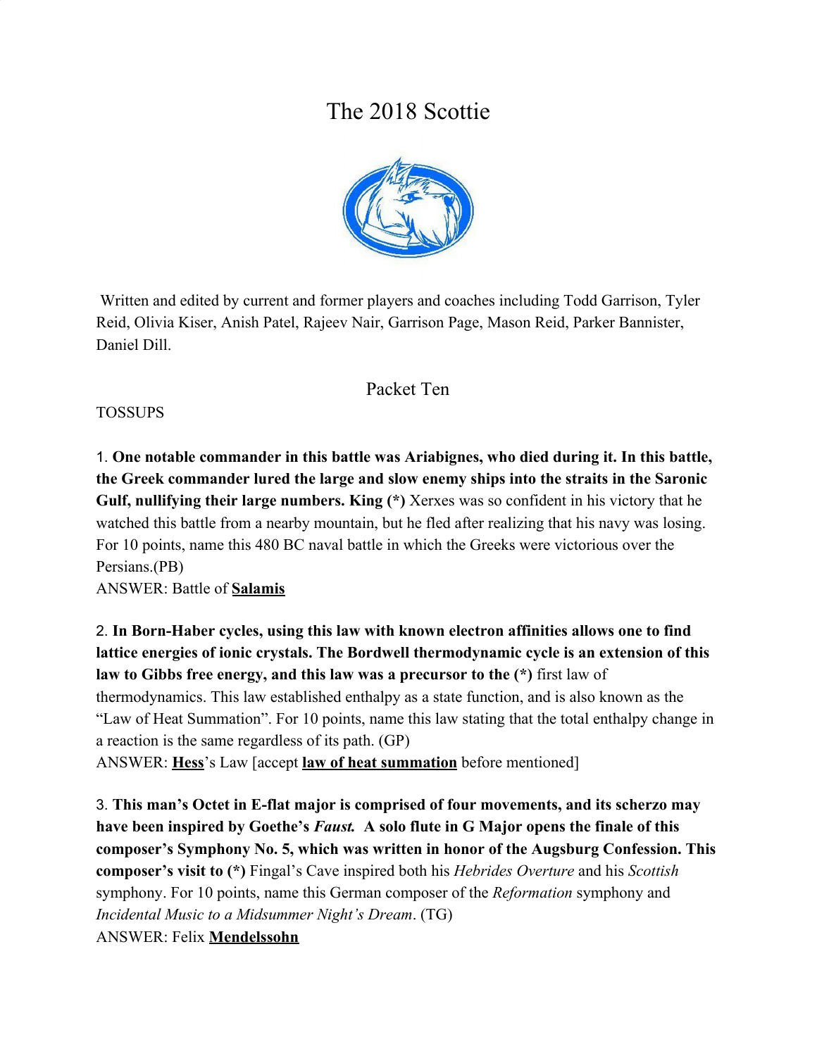# The 2018 Scottie

Written and edited by current and former players and coaches including Todd Garrison, Tyler Reid, Olivia Kiser, Anish Patel, Rajeev Nair, Garrison Page, Mason Reid, Parker Bannister, Daniel Dill.

## Packet Ten

TOSSUPS

1. **One notable commander in this battle was Ariabignes, who died during it. In this battle, the Greek commander lured the large and slow enemy ships into the straits in the Saronic Gulf, nullifying their large numbers. King (*)** Xerxes was so confident in his victory that he watched this battle from a nearby mountain, but he fled after realizing that his navy was losing. For 10 points, name this 480 BC naval battle in which the Greeks were victorious over the Persians.(PB)

ANSWER: Battle of **Salamis**

2. **In Born-Haber cycles, using this law with known electron affinities allows one to find lattice energies of ionic crystals. The Bordwell thermodynamic cycle is an extension of this law to Gibbs free energy, and this law was a precursor to the (*)** first law of thermodynamics. This law established enthalpy as a state function, and is also known as the "Law of Heat Summation". For 10 points, name this law stating that the total enthalpy change in a reaction is the same regardless of its path. (GP)

ANSWER: **Hess**'s Law [accept **law of heat summation** before mentioned]

3. **This man's Octet in E-flat major is comprised of four movements, and its scherzo may have been inspired by Goethe's *Faust.* A solo flute in G Major opens the finale of this composer's Symphony No. 5, which was written in honor of the Augsburg Confession. This composer's visit to (*)** Fingal's Cave inspired both his *Hebrides Overture* and his *Scottish* symphony. For 10 points, name this German composer of the *Reformation* symphony and *Incidental Music to a Midsummer Night's Dream*. (TG)

ANSWER: Felix **Mendelssohn**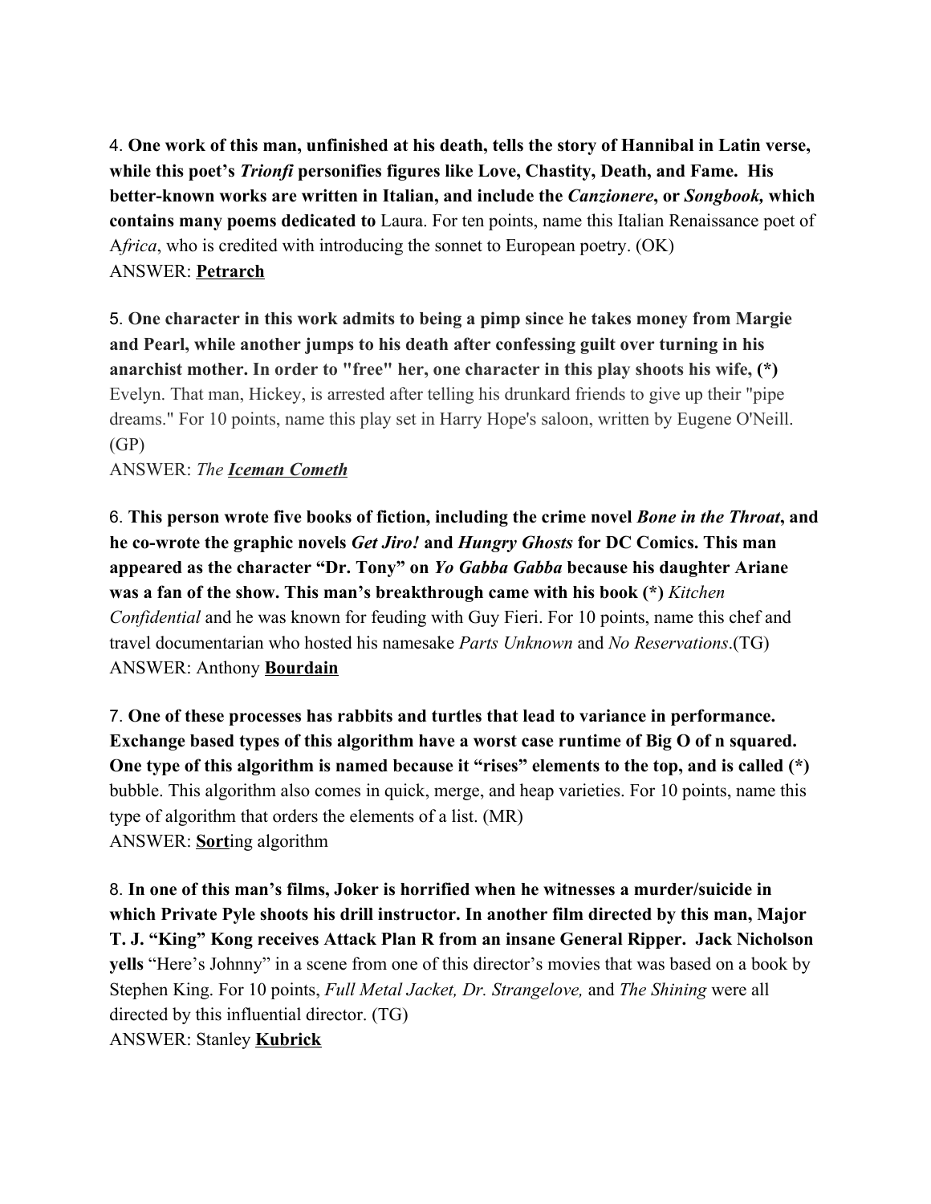4. **One work of this man, unfinished at his death, tells the story of Hannibal in Latin verse, while this poet's *Trionfi* personifies figures like Love, Chastity, Death, and Fame. His better-known works are written in Italian, and include the *Canzionere*, or *Songbook,* which contains many poems dedicated to** Laura. For ten points, name this Italian Renaissance poet of A*frica*, who is credited with introducing the sonnet to European poetry. (OK)
ANSWER: **<u>Petrarch</u>**

5. **One character in this work admits to being a pimp since he takes money from Margie and Pearl, while another jumps to his death after confessing guilt over turning in his anarchist mother. In order to "free" her, one character in this play shoots his wife, (*)** Evelyn. That man, Hickey, is arrested after telling his drunkard friends to give up their "pipe dreams." For 10 points, name this play set in Harry Hope's saloon, written by Eugene O'Neill. (GP)
ANSWER: *The* ***<u>Iceman Cometh</u>***

6. **This person wrote five books of fiction, including the crime novel *Bone in the Throat*, and he co-wrote the graphic novels *Get Jiro!* and *Hungry Ghosts* for DC Comics. This man appeared as the character "Dr. Tony" on *Yo Gabba Gabba* because his daughter Ariane was a fan of the show. This man's breakthrough came with his book (*)** *Kitchen Confidential* and he was known for feuding with Guy Fieri. For 10 points, name this chef and travel documentarian who hosted his namesake *Parts Unknown* and *No Reservations*.(TG)
ANSWER: Anthony **<u>Bourdain</u>**

7. **One of these processes has rabbits and turtles that lead to variance in performance. Exchange based types of this algorithm have a worst case runtime of Big O of n squared. One type of this algorithm is named because it "rises" elements to the top, and is called (*)** bubble. This algorithm also comes in quick, merge, and heap varieties. For 10 points, name this type of algorithm that orders the elements of a list. (MR)
ANSWER: **<u>Sort</u>**ing algorithm

8. **In one of this man's films, Joker is horrified when he witnesses a murder/suicide in which Private Pyle shoots his drill instructor. In another film directed by this man, Major T. J. "King" Kong receives Attack Plan R from an insane General Ripper. Jack Nicholson yells** "Here's Johnny" in a scene from one of this director's movies that was based on a book by Stephen King. For 10 points, *Full Metal Jacket, Dr. Strangelove,* and *The Shining* were all directed by this influential director. (TG)
ANSWER: Stanley **<u>Kubrick</u>**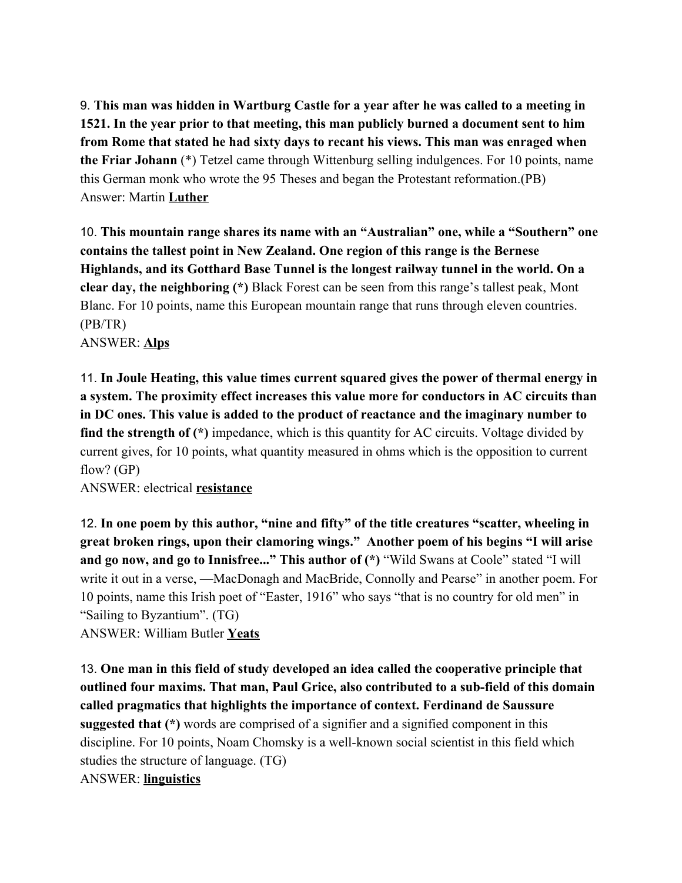9. **This man was hidden in Wartburg Castle for a year after he was called to a meeting in 1521. In the year prior to that meeting, this man publicly burned a document sent to him from Rome that stated he had sixty days to recant his views. This man was enraged when the Friar Johann** (*) Tetzel came through Wittenburg selling indulgences. For 10 points, name this German monk who wrote the 95 Theses and began the Protestant reformation.(PB)
Answer: Martin **Luther**

10. **This mountain range shares its name with an "Australian" one, while a "Southern" one contains the tallest point in New Zealand. One region of this range is the Bernese Highlands, and its Gotthard Base Tunnel is the longest railway tunnel in the world. On a clear day, the neighboring (*)** Black Forest can be seen from this range's tallest peak, Mont Blanc. For 10 points, name this European mountain range that runs through eleven countries. (PB/TR)
ANSWER: **Alps**

11. **In Joule Heating, this value times current squared gives the power of thermal energy in a system. The proximity effect increases this value more for conductors in AC circuits than in DC ones. This value is added to the product of reactance and the imaginary number to find the strength of (*)** impedance, which is this quantity for AC circuits. Voltage divided by current gives, for 10 points, what quantity measured in ohms which is the opposition to current flow? (GP)
ANSWER: electrical **resistance**

12. **In one poem by this author, "nine and fifty" of the title creatures "scatter, wheeling in great broken rings, upon their clamoring wings." Another poem of his begins "I will arise and go now, and go to Innisfree..." This author of (*)** "Wild Swans at Coole" stated "I will write it out in a verse, —MacDonagh and MacBride, Connolly and Pearse" in another poem. For 10 points, name this Irish poet of "Easter, 1916" who says "that is no country for old men" in "Sailing to Byzantium". (TG)
ANSWER: William Butler **Yeats**

13. **One man in this field of study developed an idea called the cooperative principle that outlined four maxims. That man, Paul Grice, also contributed to a sub-field of this domain called pragmatics that highlights the importance of context. Ferdinand de Saussure suggested that (*)** words are comprised of a signifier and a signified component in this discipline. For 10 points, Noam Chomsky is a well-known social scientist in this field which studies the structure of language. (TG)
ANSWER: **linguistics**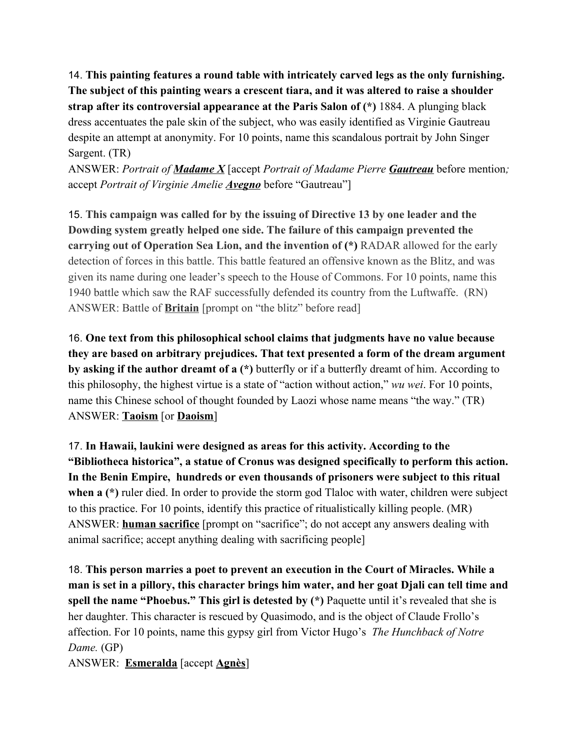14. **This painting features a round table with intricately carved legs as the only furnishing. The subject of this painting wears a crescent tiara, and it was altered to raise a shoulder strap after its controversial appearance at the Paris Salon of (*)** 1884. A plunging black dress accentuates the pale skin of the subject, who was easily identified as Virginie Gautreau despite an attempt at anonymity. For 10 points, name this scandalous portrait by John Singer Sargent. (TR)
ANSWER: *Portrait of **Madame X*** [accept *Portrait of Madame Pierre **Gautreau*** before mention*;* accept *Portrait of Virginie Amelie **Avegno*** before "Gautreau"]

15. **This campaign was called for by the issuing of Directive 13 by one leader and the Dowding system greatly helped one side. The failure of this campaign prevented the carrying out of Operation Sea Lion, and the invention of (*)** RADAR allowed for the early detection of forces in this battle. This battle featured an offensive known as the Blitz, and was given its name during one leader's speech to the House of Commons. For 10 points, name this 1940 battle which saw the RAF successfully defended its country from the Luftwaffe. (RN)
ANSWER: Battle of **Britain** [prompt on "the blitz" before read]

16. **One text from this philosophical school claims that judgments have no value because they are based on arbitrary prejudices. That text presented a form of the dream argument by asking if the author dreamt of a (*)** butterfly or if a butterfly dreamt of him. According to this philosophy, the highest virtue is a state of "action without action," *wu wei*. For 10 points, name this Chinese school of thought founded by Laozi whose name means "the way." (TR)
ANSWER: **Taoism** [or **Daoism**]

17. **In Hawaii, laukini were designed as areas for this activity. According to the "Bibliotheca historica", a statue of Cronus was designed specifically to perform this action. In the Benin Empire, hundreds or even thousands of prisoners were subject to this ritual when a (*)** ruler died. In order to provide the storm god Tlaloc with water, children were subject to this practice. For 10 points, identify this practice of ritualistically killing people. (MR)
ANSWER: **human sacrifice** [prompt on "sacrifice"; do not accept any answers dealing with animal sacrifice; accept anything dealing with sacrificing people]

18. **This person marries a poet to prevent an execution in the Court of Miracles. While a man is set in a pillory, this character brings him water, and her goat Djali can tell time and spell the name "Phoebus." This girl is detested by (*)** Paquette until it's revealed that she is her daughter. This character is rescued by Quasimodo, and is the object of Claude Frollo's affection. For 10 points, name this gypsy girl from Victor Hugo's *The Hunchback of Notre Dame.* (GP)
ANSWER: **Esmeralda** [accept **Agnès**]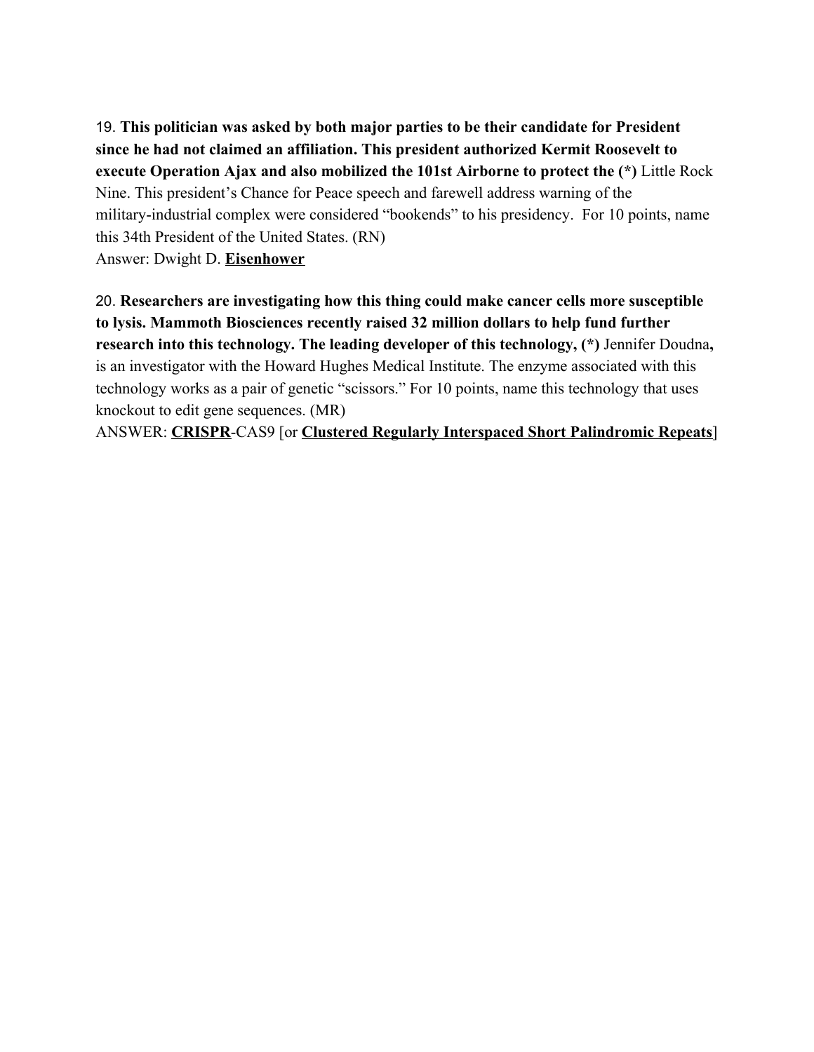19. **This politician was asked by both major parties to be their candidate for President since he had not claimed an affiliation. This president authorized Kermit Roosevelt to execute Operation Ajax and also mobilized the 101st Airborne to protect the (*)** Little Rock Nine. This president's Chance for Peace speech and farewell address warning of the military-industrial complex were considered "bookends" to his presidency. For 10 points, name this 34th President of the United States. (RN)
Answer: Dwight D. **<u>Eisenhower</u>**

20. **Researchers are investigating how this thing could make cancer cells more susceptible to lysis. Mammoth Biosciences recently raised 32 million dollars to help fund further research into this technology. The leading developer of this technology, (*)** Jennifer Doudna**,** is an investigator with the Howard Hughes Medical Institute. The enzyme associated with this technology works as a pair of genetic "scissors." For 10 points, name this technology that uses knockout to edit gene sequences. (MR)
ANSWER: **<u>CRISPR</u>**-CAS9 [or **<u>Clustered Regularly Interspaced Short Palindromic Repeats</u>**]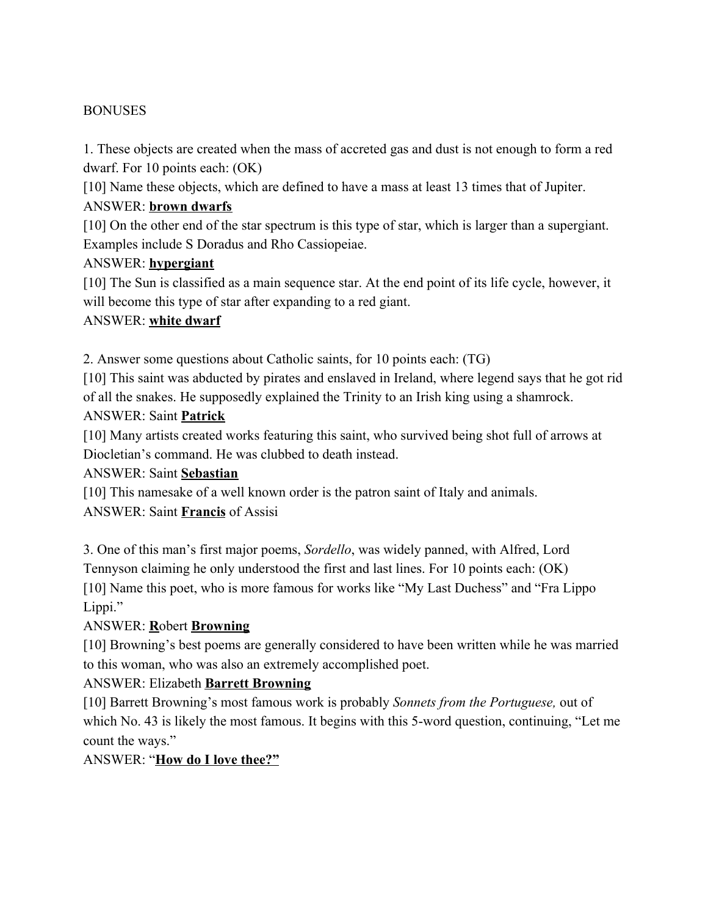BONUSES

1. These objects are created when the mass of accreted gas and dust is not enough to form a red dwarf. For 10 points each: (OK)

[10] Name these objects, which are defined to have a mass at least 13 times that of Jupiter.

ANSWER: **brown dwarfs**

[10] On the other end of the star spectrum is this type of star, which is larger than a supergiant. Examples include S Doradus and Rho Cassiopeiae.

ANSWER: **hypergiant**

[10] The Sun is classified as a main sequence star. At the end point of its life cycle, however, it will become this type of star after expanding to a red giant.

ANSWER: **white dwarf**

2. Answer some questions about Catholic saints, for 10 points each: (TG)

[10] This saint was abducted by pirates and enslaved in Ireland, where legend says that he got rid of all the snakes. He supposedly explained the Trinity to an Irish king using a shamrock.

ANSWER: Saint **Patrick**

[10] Many artists created works featuring this saint, who survived being shot full of arrows at Diocletian's command. He was clubbed to death instead.

ANSWER: Saint **Sebastian**

[10] This namesake of a well known order is the patron saint of Italy and animals.

ANSWER: Saint **Francis** of Assisi

3. One of this man's first major poems, *Sordello*, was widely panned, with Alfred, Lord Tennyson claiming he only understood the first and last lines. For 10 points each: (OK)

[10] Name this poet, who is more famous for works like "My Last Duchess" and "Fra Lippo Lippi."

ANSWER: **R**obert **Browning**

[10] Browning's best poems are generally considered to have been written while he was married to this woman, who was also an extremely accomplished poet.

ANSWER: Elizabeth **Barrett Browning**

[10] Barrett Browning's most famous work is probably *Sonnets from the Portuguese,* out of which No. 43 is likely the most famous. It begins with this 5-word question, continuing, "Let me count the ways."

ANSWER: "**How do I love thee?"**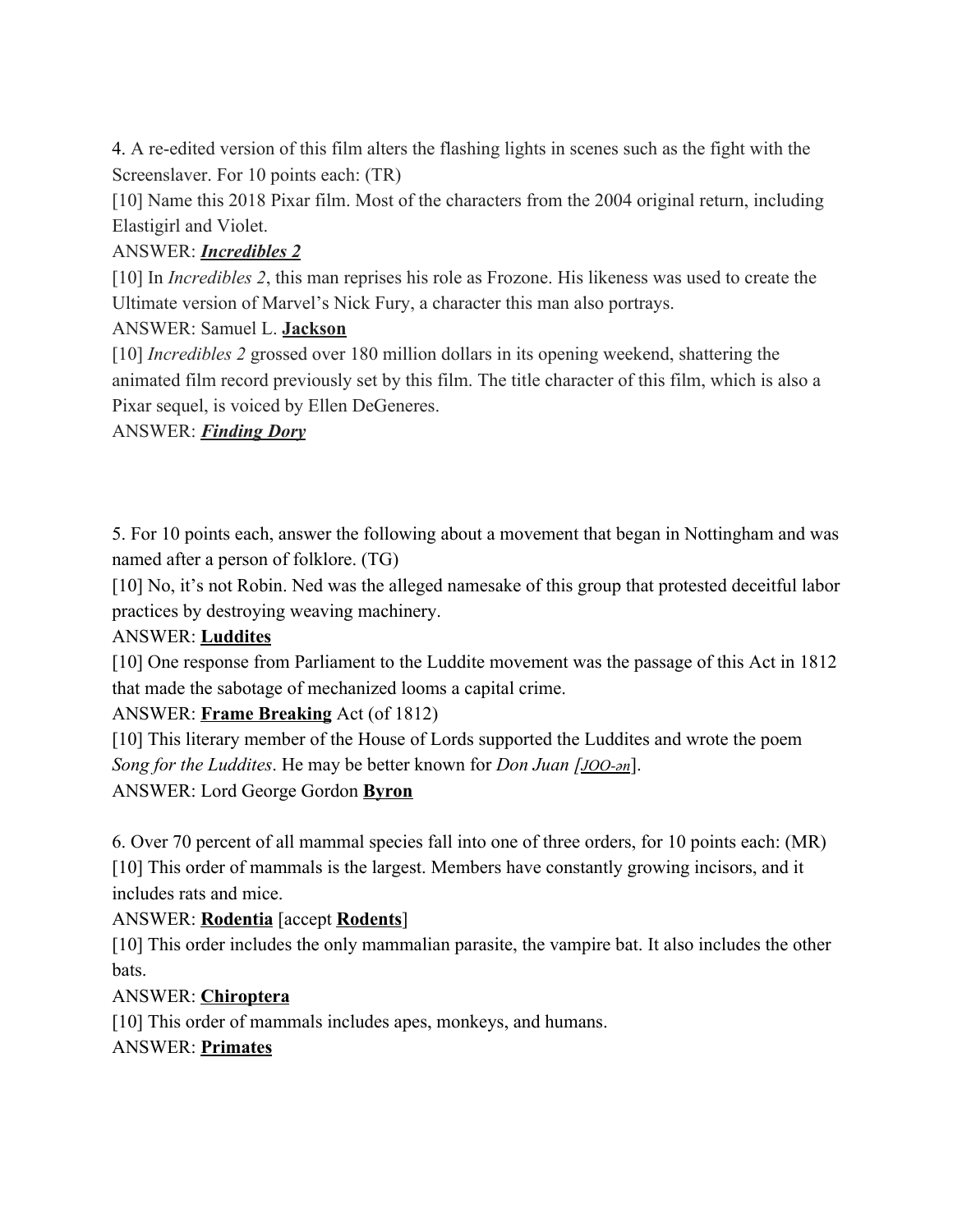4. A re-edited version of this film alters the flashing lights in scenes such as the fight with the Screenslaver. For 10 points each: (TR)

[10] Name this 2018 Pixar film. Most of the characters from the 2004 original return, including Elastigirl and Violet.

ANSWER: ***Incredibles 2***

[10] In *Incredibles 2*, this man reprises his role as Frozone. His likeness was used to create the Ultimate version of Marvel's Nick Fury, a character this man also portrays.

ANSWER: Samuel L. **Jackson**

[10] *Incredibles 2* grossed over 180 million dollars in its opening weekend, shattering the animated film record previously set by this film. The title character of this film, which is also a Pixar sequel, is voiced by Ellen DeGeneres.

ANSWER: ***Finding Dory***

5. For 10 points each, answer the following about a movement that began in Nottingham and was named after a person of folklore. (TG)

[10] No, it's not Robin. Ned was the alleged namesake of this group that protested deceitful labor practices by destroying weaving machinery.

ANSWER: **Luddites**

[10] One response from Parliament to the Luddite movement was the passage of this Act in 1812 that made the sabotage of mechanized looms a capital crime.

ANSWER: **Frame Breaking** Act (of 1812)

[10] This literary member of the House of Lords supported the Luddites and wrote the poem *Song for the Luddites*. He may be better known for *Don Juan [JOO-ən]*.

ANSWER: Lord George Gordon **Byron**

6. Over 70 percent of all mammal species fall into one of three orders, for 10 points each: (MR)

[10] This order of mammals is the largest. Members have constantly growing incisors, and it includes rats and mice.

ANSWER: **Rodentia** [accept **Rodents**]

[10] This order includes the only mammalian parasite, the vampire bat. It also includes the other bats.

ANSWER: **Chiroptera**

[10] This order of mammals includes apes, monkeys, and humans.

ANSWER: **Primates**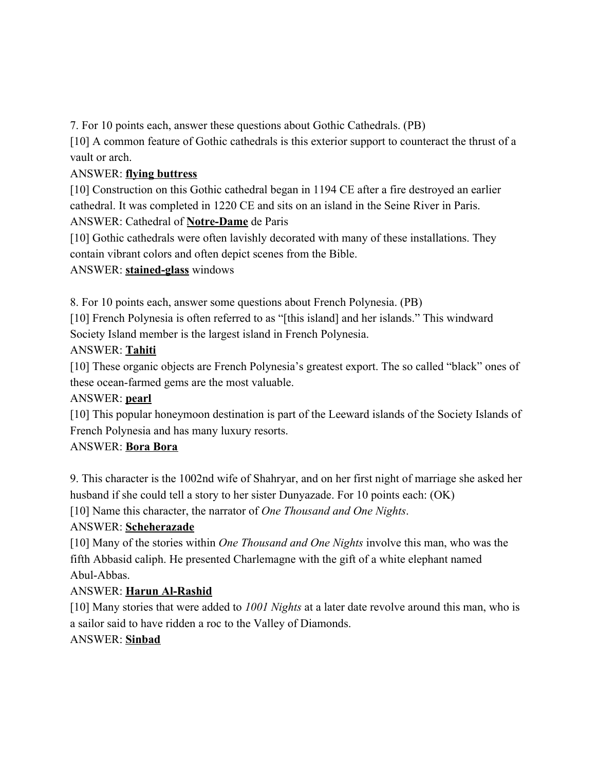7. For 10 points each, answer these questions about Gothic Cathedrals. (PB)

[10] A common feature of Gothic cathedrals is this exterior support to counteract the thrust of a vault or arch.

ANSWER: **flying buttress**

[10] Construction on this Gothic cathedral began in 1194 CE after a fire destroyed an earlier cathedral. It was completed in 1220 CE and sits on an island in the Seine River in Paris.

ANSWER: Cathedral of **Notre-Dame** de Paris

[10] Gothic cathedrals were often lavishly decorated with many of these installations. They contain vibrant colors and often depict scenes from the Bible.

ANSWER: **stained-glass** windows

8. For 10 points each, answer some questions about French Polynesia. (PB)

[10] French Polynesia is often referred to as "[this island] and her islands." This windward Society Island member is the largest island in French Polynesia.

ANSWER: **Tahiti**

[10] These organic objects are French Polynesia's greatest export. The so called "black" ones of these ocean-farmed gems are the most valuable.

ANSWER: **pearl**

[10] This popular honeymoon destination is part of the Leeward islands of the Society Islands of French Polynesia and has many luxury resorts.

ANSWER: **Bora Bora**

9. This character is the 1002nd wife of Shahryar, and on her first night of marriage she asked her husband if she could tell a story to her sister Dunyazade. For 10 points each: (OK)

[10] Name this character, the narrator of *One Thousand and One Nights*.

ANSWER: **Scheherazade**

[10] Many of the stories within *One Thousand and One Nights* involve this man, who was the fifth Abbasid caliph. He presented Charlemagne with the gift of a white elephant named Abul-Abbas.

ANSWER: **Harun Al-Rashid**

[10] Many stories that were added to *1001 Nights* at a later date revolve around this man, who is a sailor said to have ridden a roc to the Valley of Diamonds.

ANSWER: **Sinbad**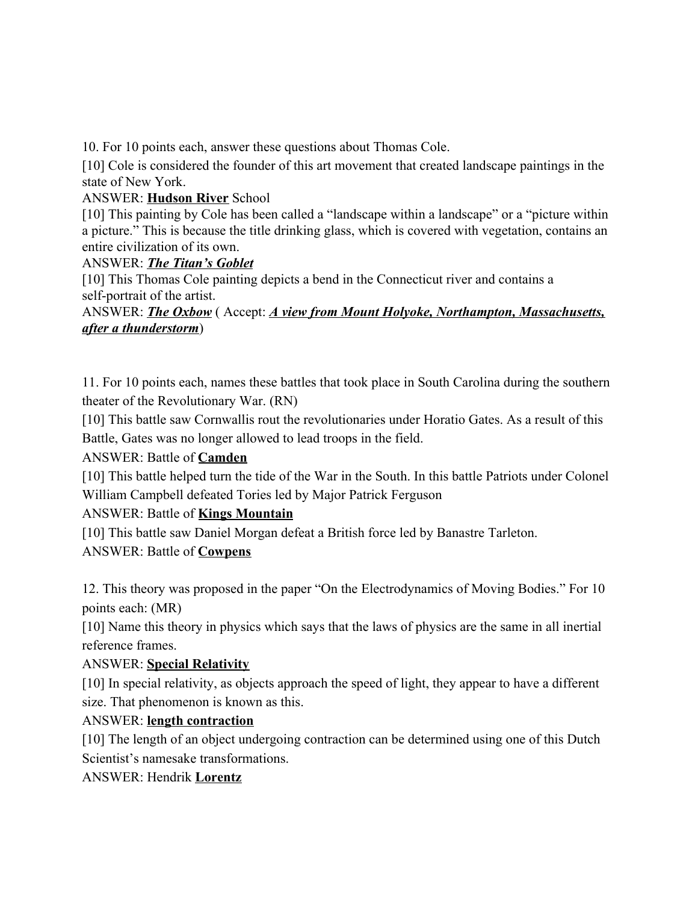10. For 10 points each, answer these questions about Thomas Cole.

[10] Cole is considered the founder of this art movement that created landscape paintings in the state of New York.

ANSWER: **<u>Hudson River</u>** School

[10] This painting by Cole has been called a "landscape within a landscape" or a "picture within a picture." This is because the title drinking glass, which is covered with vegetation, contains an entire civilization of its own.

ANSWER: ***<u>The Titan's Goblet</u>***

[10] This Thomas Cole painting depicts a bend in the Connecticut river and contains a self-portrait of the artist.

ANSWER: ***<u>The Oxbow</u>*** ( Accept: ***<u>A view from Mount Holyoke, Northampton, Massachusetts, after a thunderstorm</u>***)

11. For 10 points each, names these battles that took place in South Carolina during the southern theater of the Revolutionary War. (RN)

[10] This battle saw Cornwallis rout the revolutionaries under Horatio Gates. As a result of this Battle, Gates was no longer allowed to lead troops in the field.

ANSWER: Battle of **<u>Camden</u>**

[10] This battle helped turn the tide of the War in the South. In this battle Patriots under Colonel William Campbell defeated Tories led by Major Patrick Ferguson

ANSWER: Battle of **<u>Kings Mountain</u>**

[10] This battle saw Daniel Morgan defeat a British force led by Banastre Tarleton.

ANSWER: Battle of **<u>Cowpens</u>**

12. This theory was proposed in the paper "On the Electrodynamics of Moving Bodies." For 10 points each: (MR)

[10] Name this theory in physics which says that the laws of physics are the same in all inertial reference frames.

ANSWER: **<u>Special Relativity</u>**

[10] In special relativity, as objects approach the speed of light, they appear to have a different size. That phenomenon is known as this.

ANSWER: **<u>length contraction</u>**

[10] The length of an object undergoing contraction can be determined using one of this Dutch Scientist's namesake transformations.

ANSWER: Hendrik **<u>Lorentz</u>**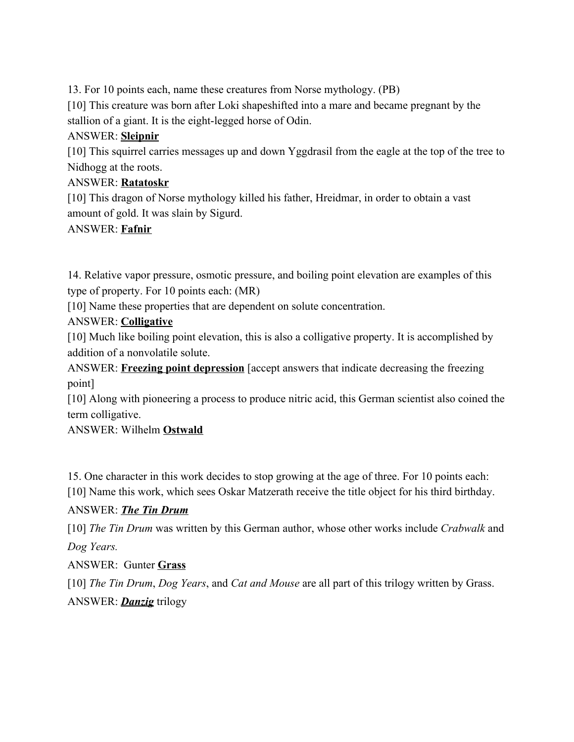13. For 10 points each, name these creatures from Norse mythology. (PB)

[10] This creature was born after Loki shapeshifted into a mare and became pregnant by the stallion of a giant. It is the eight-legged horse of Odin.

ANSWER: **Sleipnir**

[10] This squirrel carries messages up and down Yggdrasil from the eagle at the top of the tree to Nidhogg at the roots.

ANSWER: **Ratatoskr**

[10] This dragon of Norse mythology killed his father, Hreidmar, in order to obtain a vast amount of gold. It was slain by Sigurd.

ANSWER: **Fafnir**

14. Relative vapor pressure, osmotic pressure, and boiling point elevation are examples of this type of property. For 10 points each: (MR)

[10] Name these properties that are dependent on solute concentration.

ANSWER: **Colligative**

[10] Much like boiling point elevation, this is also a colligative property. It is accomplished by addition of a nonvolatile solute.

ANSWER: **Freezing point depression** [accept answers that indicate decreasing the freezing point]

[10] Along with pioneering a process to produce nitric acid, this German scientist also coined the term colligative.

ANSWER: Wilhelm **Ostwald**

15. One character in this work decides to stop growing at the age of three. For 10 points each:

[10] Name this work, which sees Oskar Matzerath receive the title object for his third birthday.

ANSWER: ***The Tin Drum***

[10] *The Tin Drum* was written by this German author, whose other works include *Crabwalk* and *Dog Years.*

ANSWER: Gunter **Grass**

[10] *The Tin Drum*, *Dog Years*, and *Cat and Mouse* are all part of this trilogy written by Grass.

ANSWER: ***Danzig*** trilogy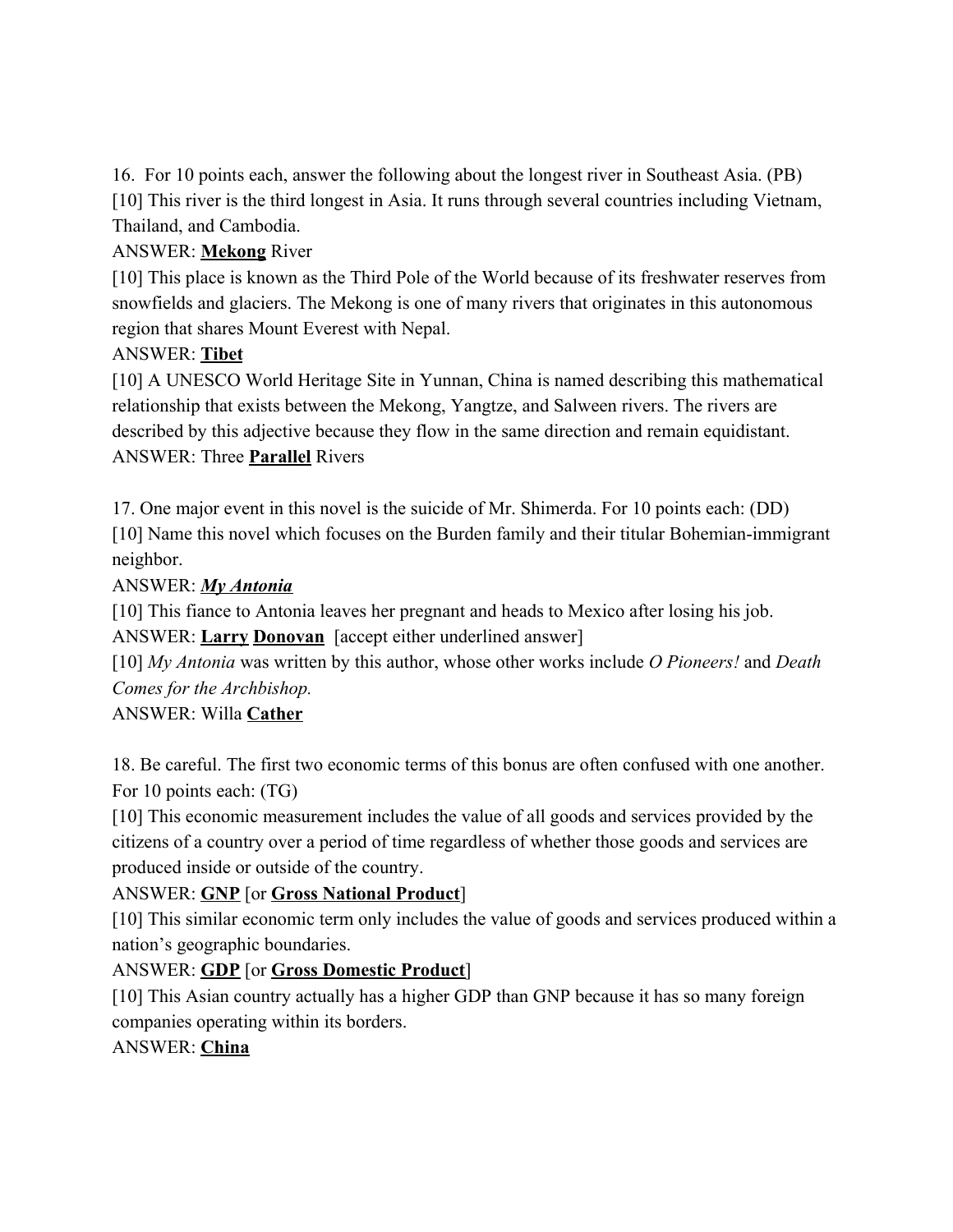16. For 10 points each, answer the following about the longest river in Southeast Asia. (PB)

[10] This river is the third longest in Asia. It runs through several countries including Vietnam, Thailand, and Cambodia.

ANSWER: **Mekong** River

[10] This place is known as the Third Pole of the World because of its freshwater reserves from snowfields and glaciers. The Mekong is one of many rivers that originates in this autonomous region that shares Mount Everest with Nepal.

ANSWER: **Tibet**

[10] A UNESCO World Heritage Site in Yunnan, China is named describing this mathematical relationship that exists between the Mekong, Yangtze, and Salween rivers. The rivers are described by this adjective because they flow in the same direction and remain equidistant.

ANSWER: Three **Parallel** Rivers

17. One major event in this novel is the suicide of Mr. Shimerda. For 10 points each: (DD)

[10] Name this novel which focuses on the Burden family and their titular Bohemian-immigrant neighbor.

ANSWER: ***My Antonia***

[10] This fiance to Antonia leaves her pregnant and heads to Mexico after losing his job.

ANSWER: **Larry** **Donovan** [accept either underlined answer]

[10] *My Antonia* was written by this author, whose other works include *O Pioneers!* and *Death Comes for the Archbishop.*

ANSWER: Willa **Cather**

18. Be careful. The first two economic terms of this bonus are often confused with one another. For 10 points each: (TG)

[10] This economic measurement includes the value of all goods and services provided by the citizens of a country over a period of time regardless of whether those goods and services are produced inside or outside of the country.

ANSWER: **GNP** [or **Gross National Product**]

[10] This similar economic term only includes the value of goods and services produced within a nation's geographic boundaries.

ANSWER: **GDP** [or **Gross Domestic Product**]

[10] This Asian country actually has a higher GDP than GNP because it has so many foreign companies operating within its borders.

ANSWER: **China**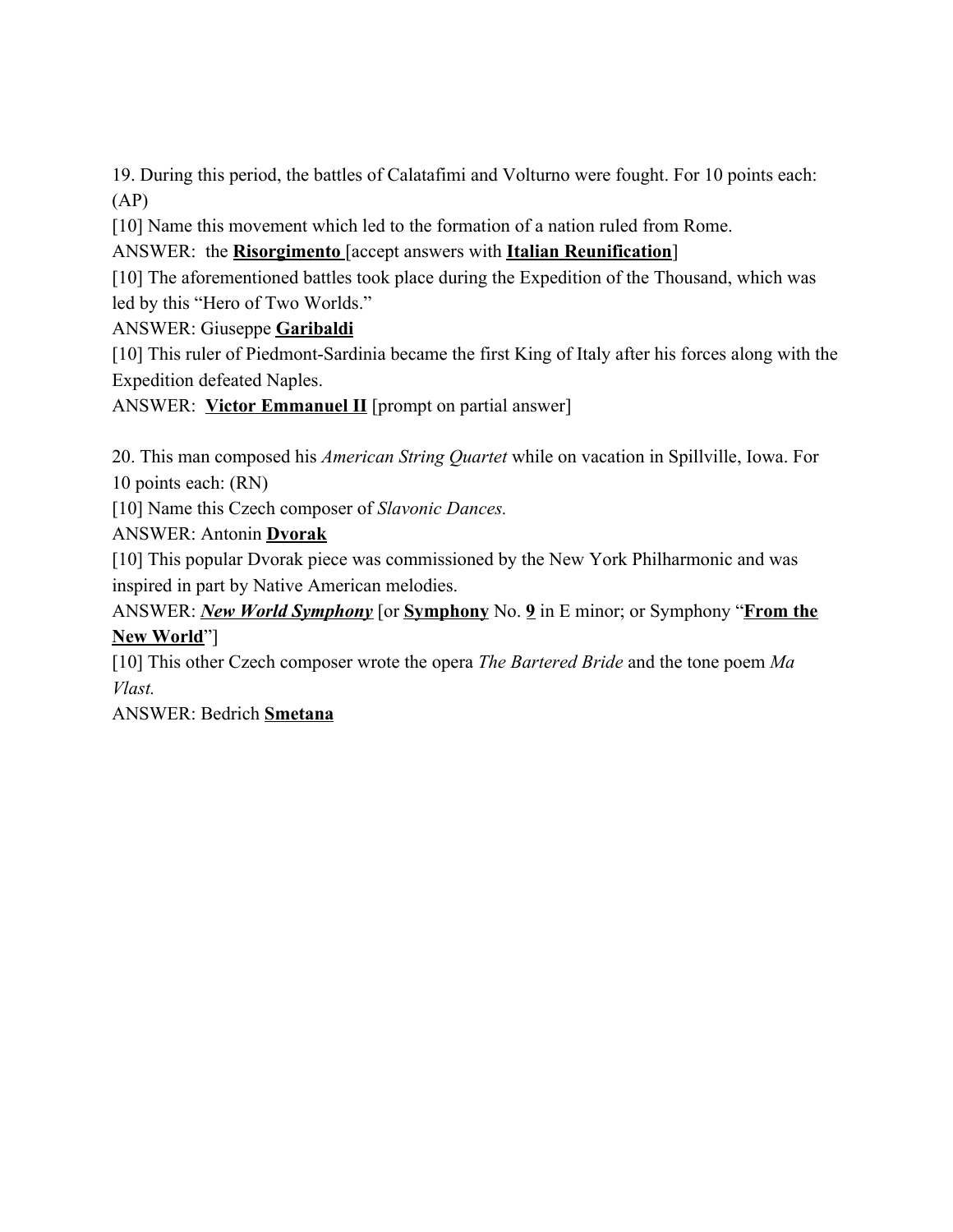19. During this period, the battles of Calatafimi and Volturno were fought. For 10 points each: (AP)

[10] Name this movement which led to the formation of a nation ruled from Rome.

ANSWER: the **Risorgimento** [accept answers with **Italian Reunification**]

[10] The aforementioned battles took place during the Expedition of the Thousand, which was led by this "Hero of Two Worlds."

ANSWER: Giuseppe **Garibaldi**

[10] This ruler of Piedmont-Sardinia became the first King of Italy after his forces along with the Expedition defeated Naples.

ANSWER: **Victor Emmanuel II** [prompt on partial answer]

20. This man composed his *American String Quartet* while on vacation in Spillville, Iowa. For 10 points each: (RN)

[10] Name this Czech composer of *Slavonic Dances.*

ANSWER: Antonin **Dvorak**

[10] This popular Dvorak piece was commissioned by the New York Philharmonic and was inspired in part by Native American melodies.

ANSWER: ***New World Symphony*** [or **Symphony** No. **9** in E minor; or Symphony "**From the New World**"]

[10] This other Czech composer wrote the opera *The Bartered Bride* and the tone poem *Ma Vlast.*

ANSWER: Bedrich **Smetana**